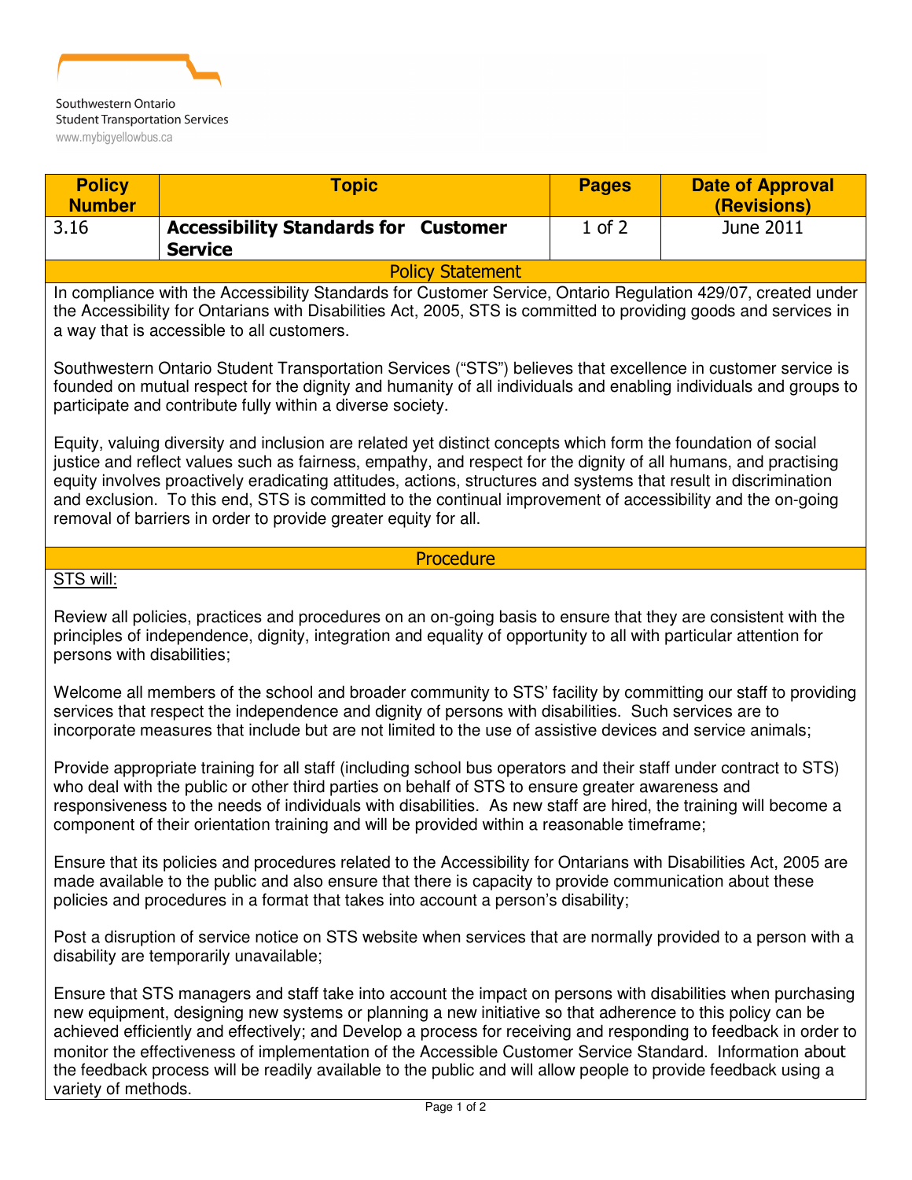Southwestern Ontario
Student Transportation Services
www.mybigyellowbus.ca

| Policy Number | Topic | Pages | Date of Approval (Revisions) |
|---|---|---|---|
| 3.16 | **Accessibility Standards for Customer Service** | 1 of 2 | June 2011 |

## Policy Statement

In compliance with the Accessibility Standards for Customer Service, Ontario Regulation 429/07, created under the Accessibility for Ontarians with Disabilities Act, 2005, STS is committed to providing goods and services in a way that is accessible to all customers.

Southwestern Ontario Student Transportation Services ("STS") believes that excellence in customer service is founded on mutual respect for the dignity and humanity of all individuals and enabling individuals and groups to participate and contribute fully within a diverse society.

Equity, valuing diversity and inclusion are related yet distinct concepts which form the foundation of social justice and reflect values such as fairness, empathy, and respect for the dignity of all humans, and practising equity involves proactively eradicating attitudes, actions, structures and systems that result in discrimination and exclusion. To this end, STS is committed to the continual improvement of accessibility and the on-going removal of barriers in order to provide greater equity for all.

## Procedure

STS will:

Review all policies, practices and procedures on an on-going basis to ensure that they are consistent with the principles of independence, dignity, integration and equality of opportunity to all with particular attention for persons with disabilities;

Welcome all members of the school and broader community to STS' facility by committing our staff to providing services that respect the independence and dignity of persons with disabilities. Such services are to incorporate measures that include but are not limited to the use of assistive devices and service animals;

Provide appropriate training for all staff (including school bus operators and their staff under contract to STS) who deal with the public or other third parties on behalf of STS to ensure greater awareness and responsiveness to the needs of individuals with disabilities. As new staff are hired, the training will become a component of their orientation training and will be provided within a reasonable timeframe;

Ensure that its policies and procedures related to the Accessibility for Ontarians with Disabilities Act, 2005 are made available to the public and also ensure that there is capacity to provide communication about these policies and procedures in a format that takes into account a person's disability;

Post a disruption of service notice on STS website when services that are normally provided to a person with a disability are temporarily unavailable;

Ensure that STS managers and staff take into account the impact on persons with disabilities when purchasing new equipment, designing new systems or planning a new initiative so that adherence to this policy can be achieved efficiently and effectively; and Develop a process for receiving and responding to feedback in order to monitor the effectiveness of implementation of the Accessible Customer Service Standard. Information about the feedback process will be readily available to the public and will allow people to provide feedback using a variety of methods.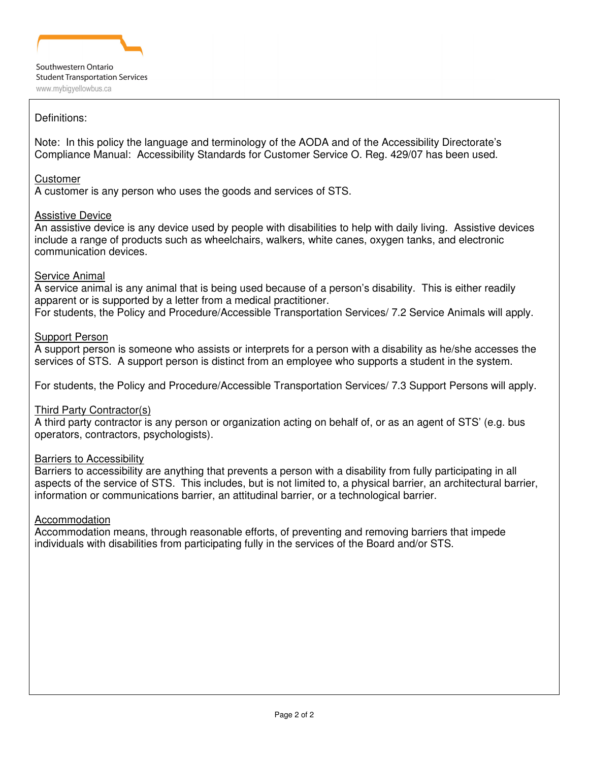Definitions:

Note: In this policy the language and terminology of the AODA and of the Accessibility Directorate's Compliance Manual: Accessibility Standards for Customer Service O. Reg. 429/07 has been used.

Customer
A customer is any person who uses the goods and services of STS.

Assistive Device
An assistive device is any device used by people with disabilities to help with daily living. Assistive devices include a range of products such as wheelchairs, walkers, white canes, oxygen tanks, and electronic communication devices.

Service Animal
A service animal is any animal that is being used because of a person's disability. This is either readily apparent or is supported by a letter from a medical practitioner.
For students, the Policy and Procedure/Accessible Transportation Services/ 7.2 Service Animals will apply.

Support Person
A support person is someone who assists or interprets for a person with a disability as he/she accesses the services of STS. A support person is distinct from an employee who supports a student in the system.

For students, the Policy and Procedure/Accessible Transportation Services/ 7.3 Support Persons will apply.

Third Party Contractor(s)
A third party contractor is any person or organization acting on behalf of, or as an agent of STS' (e.g. bus operators, contractors, psychologists).

Barriers to Accessibility
Barriers to accessibility are anything that prevents a person with a disability from fully participating in all aspects of the service of STS. This includes, but is not limited to, a physical barrier, an architectural barrier, information or communications barrier, an attitudinal barrier, or a technological barrier.

Accommodation
Accommodation means, through reasonable efforts, of preventing and removing barriers that impede individuals with disabilities from participating fully in the services of the Board and/or STS.